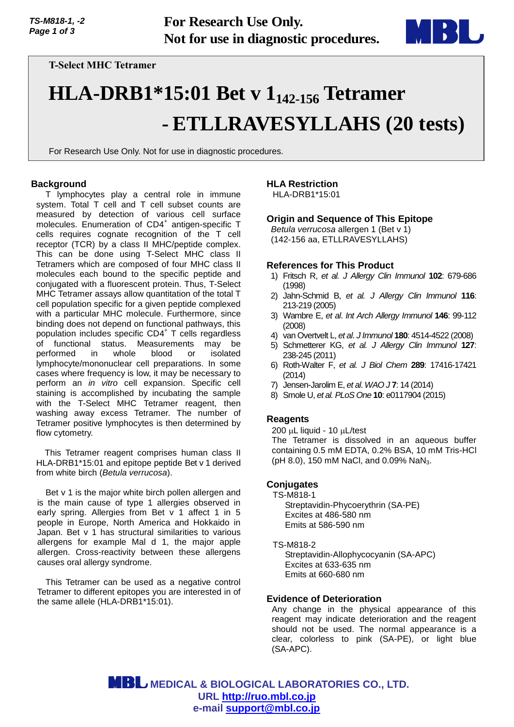For Research Use Only.
Not for use in diagnostic procedures.

T-Select MHC Tetramer

# HLA-DRB1*15:01 Bet v 1$_{142\text{-}156}$ Tetramer - ETLLRAVESYLLAHS (20 tests)

For Research Use Only. Not for use in diagnostic procedures.

## Background

T lymphocytes play a central role in immune system. Total T cell and T cell subset counts are measured by detection of various cell surface molecules. Enumeration of $CD4^+$ antigen-specific T cells requires cognate recognition of the T cell receptor (TCR) by a class II MHC/peptide complex. This can be done using T-Select MHC class II Tetramers which are composed of four MHC class II molecules each bound to the specific peptide and conjugated with a fluorescent protein. Thus, T-Select MHC Tetramer assays allow quantitation of the total T cell population specific for a given peptide complexed with a particular MHC molecule. Furthermore, since binding does not depend on functional pathways, this population includes specific $CD4^+$ T cells regardless of functional status. Measurements may be performed in whole blood or isolated lymphocyte/mononuclear cell preparations. In some cases where frequency is low, it may be necessary to perform an *in vitro* cell expansion. Specific cell staining is accomplished by incubating the sample with the T-Select MHC Tetramer reagent, then washing away excess Tetramer. The number of Tetramer positive lymphocytes is then determined by flow cytometry.

This Tetramer reagent comprises human class II HLA-DRB1*15:01 and epitope peptide Bet v 1 derived from white birch (*Betula verrucosa*).

Bet v 1 is the major white birch pollen allergen and is the main cause of type 1 allergies observed in early spring. Allergies from Bet v 1 affect 1 in 5 people in Europe, North America and Hokkaido in Japan. Bet v 1 has structural similarities to various allergens for example Mal d 1, the major apple allergen. Cross-reactivity between these allergens causes oral allergy syndrome.

This Tetramer can be used as a negative control Tetramer to different epitopes you are interested in of the same allele (HLA-DRB1*15:01).

## HLA Restriction

HLA-DRB1*15:01

## Origin and Sequence of This Epitope

*Betula verrucosa* allergen 1 (Bet v 1)
(142-156 aa, ETLLRAVESYLLAHS)

## References for This Product

1) Fritsch R, *et al. J Allergy Clin Immunol* **102**: 679-686 (1998)
2) Jahn-Schmid B, *et al. J Allergy Clin Immunol* **116**: 213-219 (2005)
3) Wambre E, *et al. Int Arch Allergy Immunol* **146**: 99-112 (2008)
4) van Overtvelt L, *et al. J Immunol* **180**: 4514-4522 (2008)
5) Schmetterer KG, *et al. J Allergy Clin Immunol* **127**: 238-245 (2011)
6) Roth-Walter F, *et al. J Biol Chem* **289**: 17416-17421 (2014)
7) Jensen-Jarolim E, *et al. WAO J* **7**: 14 (2014)
8) Smole U, *et al. PLoS One* **10**: e0117904 (2015)

## Reagents

200 µL liquid - 10 µL/test
The Tetramer is dissolved in an aqueous buffer containing 0.5 mM EDTA, 0.2% BSA, 10 mM Tris-HCl (pH 8.0), 150 mM NaCl, and 0.09% $NaN_3$.

## Conjugates

TS-M818-1
Streptavidin-Phycoerythrin (SA-PE)
Excites at 486-580 nm
Emits at 586-590 nm

TS-M818-2
Streptavidin-Allophycocyanin (SA-APC)
Excites at 633-635 nm
Emits at 660-680 nm

## Evidence of Deterioration

Any change in the physical appearance of this reagent may indicate deterioration and the reagent should not be used. The normal appearance is a clear, colorless to pink (SA-PE), or light blue (SA-APC).

MEDICAL & BIOLOGICAL LABORATORIES CO., LTD.
URL http://ruo.mbl.co.jp
e-mail support@mbl.co.jp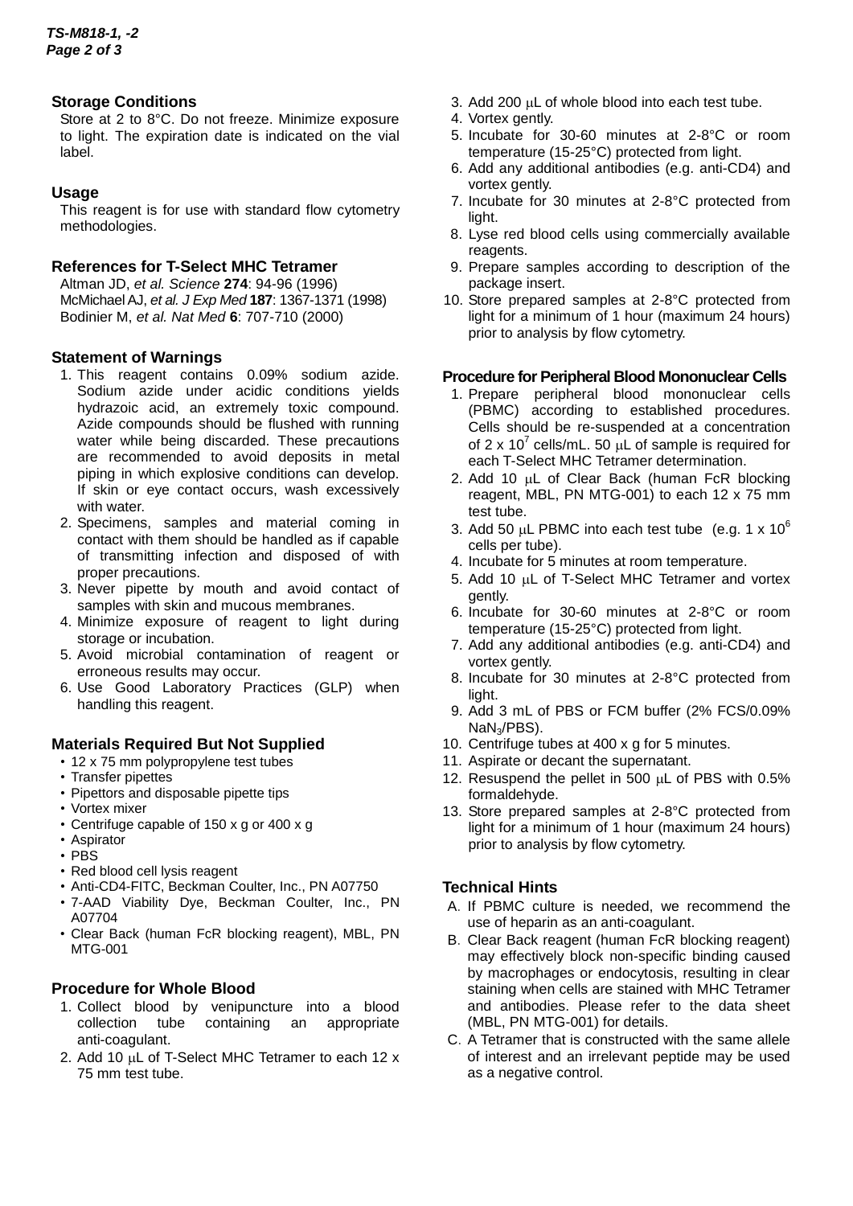## Storage Conditions

Store at 2 to 8°C. Do not freeze. Minimize exposure to light. The expiration date is indicated on the vial label.

## Usage

This reagent is for use with standard flow cytometry methodologies.

## References for T-Select MHC Tetramer

Altman JD, *et al. Science* **274**: 94-96 (1996)
McMichael AJ, *et al. J Exp Med* **187**: 1367-1371 (1998)
Bodinier M, *et al. Nat Med* **6**: 707-710 (2000)

## Statement of Warnings

1. This reagent contains 0.09% sodium azide. Sodium azide under acidic conditions yields hydrazoic acid, an extremely toxic compound. Azide compounds should be flushed with running water while being discarded. These precautions are recommended to avoid deposits in metal piping in which explosive conditions can develop. If skin or eye contact occurs, wash excessively with water.
2. Specimens, samples and material coming in contact with them should be handled as if capable of transmitting infection and disposed of with proper precautions.
3. Never pipette by mouth and avoid contact of samples with skin and mucous membranes.
4. Minimize exposure of reagent to light during storage or incubation.
5. Avoid microbial contamination of reagent or erroneous results may occur.
6. Use Good Laboratory Practices (GLP) when handling this reagent.

## Materials Required But Not Supplied

- 12 x 75 mm polypropylene test tubes
- Transfer pipettes
- Pipettors and disposable pipette tips
- Vortex mixer
- Centrifuge capable of 150 x g or 400 x g
- Aspirator
- PBS
- Red blood cell lysis reagent
- Anti-CD4-FITC, Beckman Coulter, Inc., PN A07750
- 7-AAD Viability Dye, Beckman Coulter, Inc., PN A07704
- Clear Back (human FcR blocking reagent), MBL, PN MTG-001

## Procedure for Whole Blood

1. Collect blood by venipuncture into a blood collection tube containing an appropriate anti-coagulant.
2. Add 10 μL of T-Select MHC Tetramer to each 12 x 75 mm test tube.
3. Add 200 μL of whole blood into each test tube.
4. Vortex gently.
5. Incubate for 30-60 minutes at 2-8°C or room temperature (15-25°C) protected from light.
6. Add any additional antibodies (e.g. anti-CD4) and vortex gently.
7. Incubate for 30 minutes at 2-8°C protected from light.
8. Lyse red blood cells using commercially available reagents.
9. Prepare samples according to description of the package insert.
10. Store prepared samples at 2-8°C protected from light for a minimum of 1 hour (maximum 24 hours) prior to analysis by flow cytometry.

## Procedure for Peripheral Blood Mononuclear Cells

1. Prepare peripheral blood mononuclear cells (PBMC) according to established procedures. Cells should be re-suspended at a concentration of $2 \times 10^7$ cells/mL. 50 μL of sample is required for each T-Select MHC Tetramer determination.
2. Add 10 μL of Clear Back (human FcR blocking reagent, MBL, PN MTG-001) to each 12 x 75 mm test tube.
3. Add 50 μL PBMC into each test tube (e.g. $1 \times 10^6$ cells per tube).
4. Incubate for 5 minutes at room temperature.
5. Add 10 μL of T-Select MHC Tetramer and vortex gently.
6. Incubate for 30-60 minutes at 2-8°C or room temperature (15-25°C) protected from light.
7. Add any additional antibodies (e.g. anti-CD4) and vortex gently.
8. Incubate for 30 minutes at 2-8°C protected from light.
9. Add 3 mL of PBS or FCM buffer (2% FCS/0.09% $NaN_3$/PBS).
10. Centrifuge tubes at 400 x g for 5 minutes.
11. Aspirate or decant the supernatant.
12. Resuspend the pellet in 500 μL of PBS with 0.5% formaldehyde.
13. Store prepared samples at 2-8°C protected from light for a minimum of 1 hour (maximum 24 hours) prior to analysis by flow cytometry.

## Technical Hints

A. If PBMC culture is needed, we recommend the use of heparin as an anti-coagulant.

B. Clear Back reagent (human FcR blocking reagent) may effectively block non-specific binding caused by macrophages or endocytosis, resulting in clear staining when cells are stained with MHC Tetramer and antibodies. Please refer to the data sheet (MBL, PN MTG-001) for details.

C. A Tetramer that is constructed with the same allele of interest and an irrelevant peptide may be used as a negative control.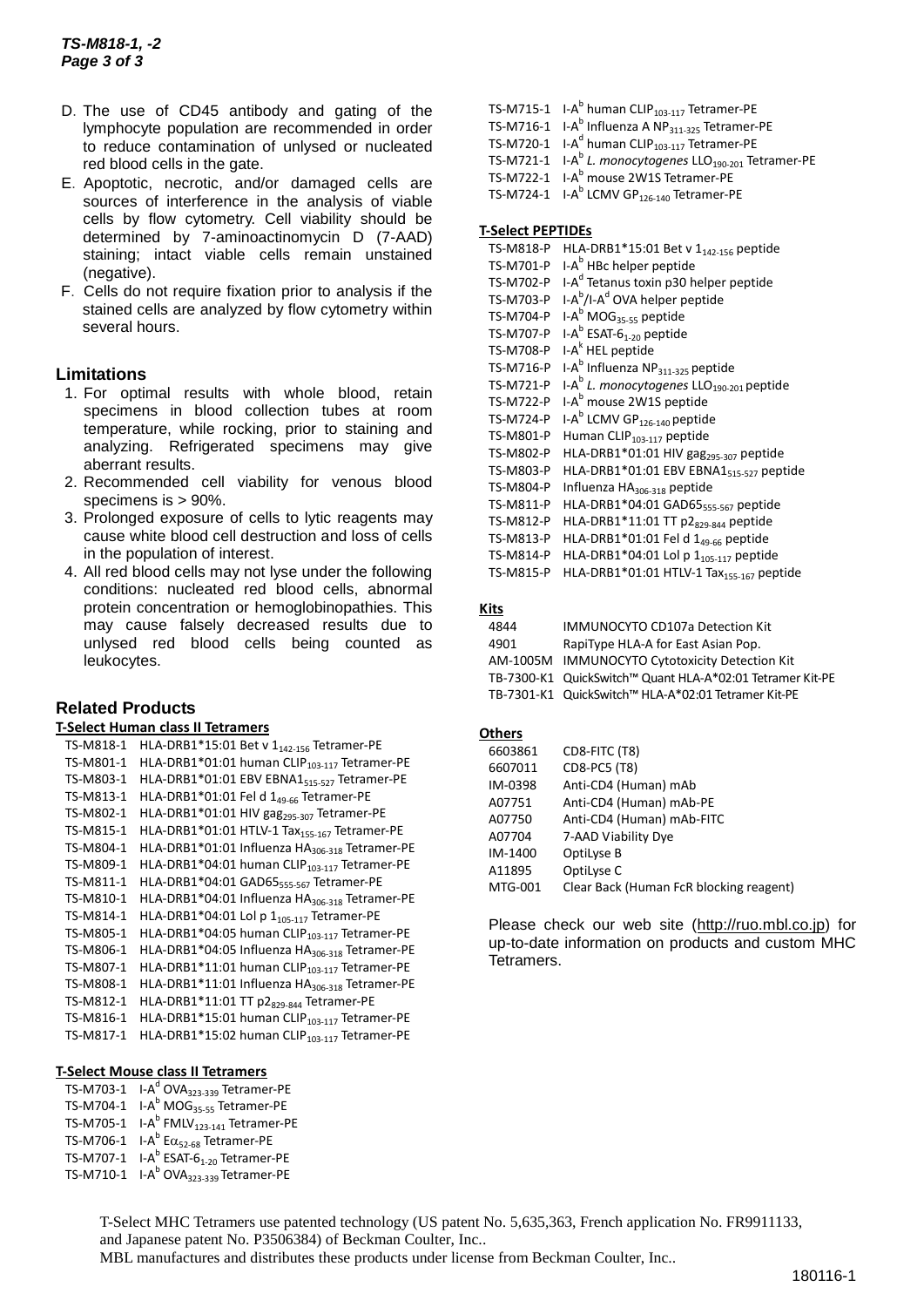D. The use of CD45 antibody and gating of the lymphocyte population are recommended in order to reduce contamination of unlysed or nucleated red blood cells in the gate.

E. Apoptotic, necrotic, and/or damaged cells are sources of interference in the analysis of viable cells by flow cytometry. Cell viability should be determined by 7-aminoactinomycin D (7-AAD) staining; intact viable cells remain unstained (negative).

F. Cells do not require fixation prior to analysis if the stained cells are analyzed by flow cytometry within several hours.

## Limitations

1. For optimal results with whole blood, retain specimens in blood collection tubes at room temperature, while rocking, prior to staining and analyzing. Refrigerated specimens may give aberrant results.
2. Recommended cell viability for venous blood specimens is > 90%.
3. Prolonged exposure of cells to lytic reagents may cause white blood cell destruction and loss of cells in the population of interest.
4. All red blood cells may not lyse under the following conditions: nucleated red blood cells, abnormal protein concentration or hemoglobinopathies. This may cause falsely decreased results due to unlysed red blood cells being counted as leukocytes.

## Related Products

### T-Select Human class II Tetramers

| | |
|---|---|
| TS-M818-1 | HLA-DRB1*15:01 Bet v $1_{142-156}$ Tetramer-PE |
| TS-M801-1 | HLA-DRB1*01:01 human $CLIP_{103-117}$ Tetramer-PE |
| TS-M803-1 | HLA-DRB1*01:01 EBV $EBNA1_{515-527}$ Tetramer-PE |
| TS-M813-1 | HLA-DRB1*01:01 Fel d $1_{49-66}$ Tetramer-PE |
| TS-M802-1 | HLA-DRB1*01:01 HIV $gag_{295-307}$ Tetramer-PE |
| TS-M815-1 | HLA-DRB1*01:01 HTLV-1 $Tax_{155-167}$ Tetramer-PE |
| TS-M804-1 | HLA-DRB1*01:01 Influenza $HA_{306-318}$ Tetramer-PE |
| TS-M809-1 | HLA-DRB1*04:01 human $CLIP_{103-117}$ Tetramer-PE |
| TS-M811-1 | HLA-DRB1*04:01 $GAD65_{555-567}$ Tetramer-PE |
| TS-M810-1 | HLA-DRB1*04:01 Influenza $HA_{306-318}$ Tetramer-PE |
| TS-M814-1 | HLA-DRB1*04:01 Lol p $1_{105-117}$ Tetramer-PE |
| TS-M805-1 | HLA-DRB1*04:05 human $CLIP_{103-117}$ Tetramer-PE |
| TS-M806-1 | HLA-DRB1*04:05 Influenza $HA_{306-318}$ Tetramer-PE |
| TS-M807-1 | HLA-DRB1*11:01 human $CLIP_{103-117}$ Tetramer-PE |
| TS-M808-1 | HLA-DRB1*11:01 Influenza $HA_{306-318}$ Tetramer-PE |
| TS-M812-1 | HLA-DRB1*11:01 TT $p2_{829-844}$ Tetramer-PE |
| TS-M816-1 | HLA-DRB1*15:01 human $CLIP_{103-117}$ Tetramer-PE |
| TS-M817-1 | HLA-DRB1*15:02 human $CLIP_{103-117}$ Tetramer-PE |

### T-Select Mouse class II Tetramers

| | |
|---|---|
| TS-M703-1 | $I\text{-}A^d$ $OVA_{323-339}$ Tetramer-PE |
| TS-M704-1 | $I\text{-}A^b$ $MOG_{35-55}$ Tetramer-PE |
| TS-M705-1 | $I\text{-}A^b$ $FMLV_{123-141}$ Tetramer-PE |
| TS-M706-1 | $I\text{-}A^b$ $E\alpha_{52-68}$ Tetramer-PE |
| TS-M707-1 | $I\text{-}A^b$ $ESAT\text{-}6_{1-20}$ Tetramer-PE |
| TS-M710-1 | $I\text{-}A^b$ $OVA_{323-339}$ Tetramer-PE |
| TS-M715-1 | $I\text{-}A^b$ human $CLIP_{103-117}$ Tetramer-PE |
| TS-M716-1 | $I\text{-}A^b$ Influenza A $NP_{311-325}$ Tetramer-PE |
| TS-M720-1 | $I\text{-}A^d$ human $CLIP_{103-117}$ Tetramer-PE |
| TS-M721-1 | $I\text{-}A^b$ *L. monocytogenes* $LLO_{190-201}$ Tetramer-PE |
| TS-M722-1 | $I\text{-}A^b$ mouse 2W1S Tetramer-PE |
| TS-M724-1 | $I\text{-}A^b$ LCMV $GP_{126-140}$ Tetramer-PE |

### T-Select PEPTIDEs

| | |
|---|---|
| TS-M818-P | HLA-DRB1*15:01 Bet v $1_{142-156}$ peptide |
| TS-M701-P | $I\text{-}A^b$ HBc helper peptide |
| TS-M702-P | $I\text{-}A^d$ Tetanus toxin p30 helper peptide |
| TS-M703-P | $I\text{-}A^b$/$I\text{-}A^d$ OVA helper peptide |
| TS-M704-P | $I\text{-}A^b$ $MOG_{35-55}$ peptide |
| TS-M707-P | $I\text{-}A^b$ $ESAT\text{-}6_{1-20}$ peptide |
| TS-M708-P | $I\text{-}A^k$ HEL peptide |
| TS-M716-P | $I\text{-}A^b$ Influenza $NP_{311-325}$ peptide |
| TS-M721-P | $I\text{-}A^b$ *L. monocytogenes* $LLO_{190-201}$ peptide |
| TS-M722-P | $I\text{-}A^b$ mouse 2W1S peptide |
| TS-M724-P | $I\text{-}A^b$ LCMV $GP_{126-140}$ peptide |
| TS-M801-P | Human $CLIP_{103-117}$ peptide |
| TS-M802-P | HLA-DRB1*01:01 HIV $gag_{295-307}$ peptide |
| TS-M803-P | HLA-DRB1*01:01 EBV $EBNA1_{515-527}$ peptide |
| TS-M804-P | Influenza $HA_{306-318}$ peptide |
| TS-M811-P | HLA-DRB1*04:01 $GAD65_{555-567}$ peptide |
| TS-M812-P | HLA-DRB1*11:01 TT $p2_{829-844}$ peptide |
| TS-M813-P | HLA-DRB1*01:01 Fel d $1_{49-66}$ peptide |
| TS-M814-P | HLA-DRB1*04:01 Lol p $1_{105-117}$ peptide |
| TS-M815-P | HLA-DRB1*01:01 HTLV-1 $Tax_{155-167}$ peptide |

### Kits

| | |
|---|---|
| 4844 | IMMUNOCYTO CD107a Detection Kit |
| 4901 | RapiType HLA-A for East Asian Pop. |
| AM-1005M | IMMUNOCYTO Cytotoxicity Detection Kit |
| TB-7300-K1 | QuickSwitch™ Quant HLA-A*02:01 Tetramer Kit-PE |
| TB-7301-K1 | QuickSwitch™ HLA-A*02:01 Tetramer Kit-PE |

### Others

| | |
|---|---|
| 6603861 | CD8-FITC (T8) |
| 6607011 | CD8-PC5 (T8) |
| IM-0398 | Anti-CD4 (Human) mAb |
| A07751 | Anti-CD4 (Human) mAb-PE |
| A07750 | Anti-CD4 (Human) mAb-FITC |
| A07704 | 7-AAD Viability Dye |
| IM-1400 | OptiLyse B |
| A11895 | OptiLyse C |
| MTG-001 | Clear Back (Human FcR blocking reagent) |

Please check our web site (http://ruo.mbl.co.jp) for up-to-date information on products and custom MHC Tetramers.

T-Select MHC Tetramers use patented technology (US patent No. 5,635,363, French application No. FR9911133, and Japanese patent No. P3506384) of Beckman Coulter, Inc..
MBL manufactures and distributes these products under license from Beckman Coulter, Inc..

180116-1